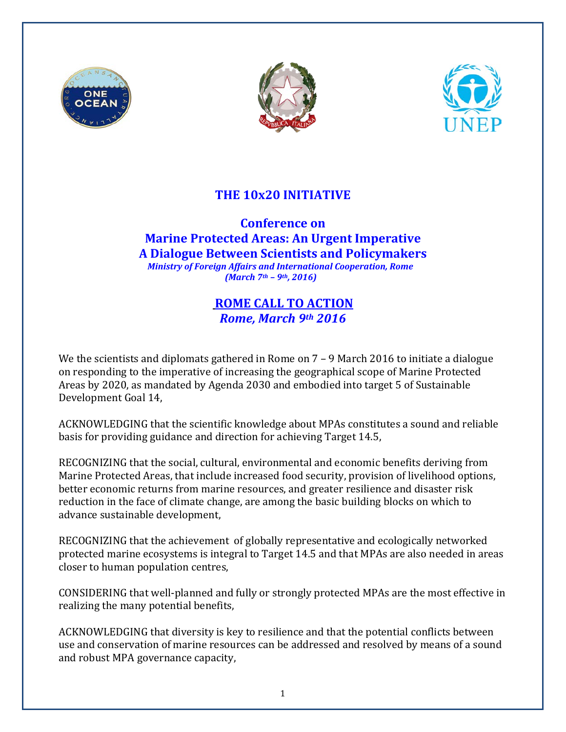# THE 10x20 INITIATIVE

## Conference on Marine Protected Areas: An Urgent Imperative A Dialogue Between Scientists and Policymakers

*Ministry of Foreign Affairs and International Cooperation, Rome (March 7th – 9th, 2016)*

## ROME CALL TO ACTION

*Rome, March 9th 2016*

We the scientists and diplomats gathered in Rome on 7 – 9 March 2016 to initiate a dialogue on responding to the imperative of increasing the geographical scope of Marine Protected Areas by 2020, as mandated by Agenda 2030 and embodied into target 5 of Sustainable Development Goal 14,

ACKNOWLEDGING that the scientific knowledge about MPAs constitutes a sound and reliable basis for providing guidance and direction for achieving Target 14.5,

RECOGNIZING that the social, cultural, environmental and economic benefits deriving from Marine Protected Areas, that include increased food security, provision of livelihood options, better economic returns from marine resources, and greater resilience and disaster risk reduction in the face of climate change, are among the basic building blocks on which to advance sustainable development,

RECOGNIZING that the achievement of globally representative and ecologically networked protected marine ecosystems is integral to Target 14.5 and that MPAs are also needed in areas closer to human population centres,

CONSIDERING that well-planned and fully or strongly protected MPAs are the most effective in realizing the many potential benefits,

ACKNOWLEDGING that diversity is key to resilience and that the potential conflicts between use and conservation of marine resources can be addressed and resolved by means of a sound and robust MPA governance capacity,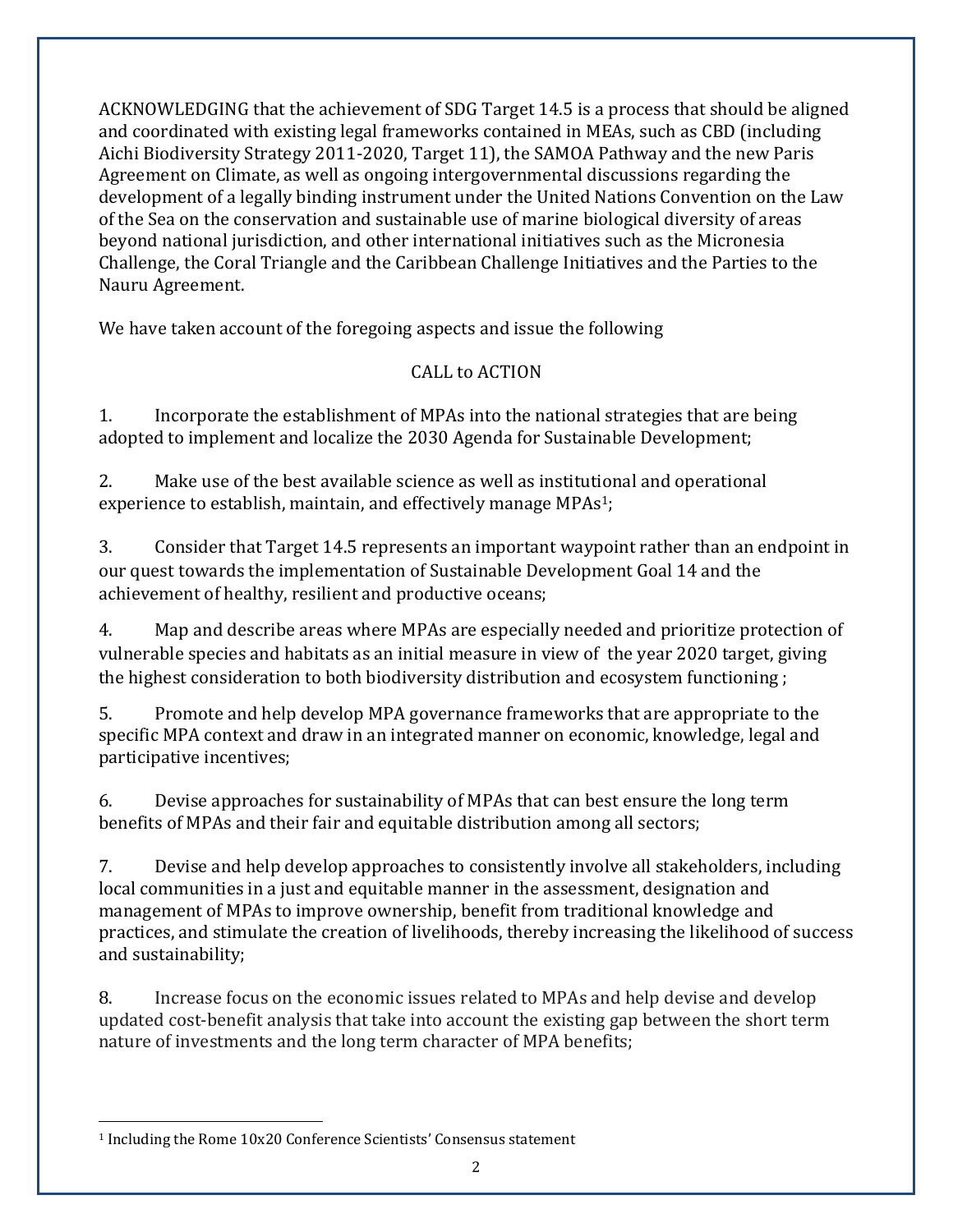ACKNOWLEDGING that the achievement of SDG Target 14.5 is a process that should be aligned and coordinated with existing legal frameworks contained in MEAs, such as CBD (including Aichi Biodiversity Strategy 2011-2020, Target 11), the SAMOA Pathway and the new Paris Agreement on Climate, as well as ongoing intergovernmental discussions regarding the development of a legally binding instrument under the United Nations Convention on the Law of the Sea on the conservation and sustainable use of marine biological diversity of areas beyond national jurisdiction, and other international initiatives such as the Micronesia Challenge, the Coral Triangle and the Caribbean Challenge Initiatives and the Parties to the Nauru Agreement.

We have taken account of the foregoing aspects and issue the following

CALL to ACTION

1. Incorporate the establishment of MPAs into the national strategies that are being adopted to implement and localize the 2030 Agenda for Sustainable Development;

2. Make use of the best available science as well as institutional and operational experience to establish, maintain, and effectively manage MPAs[1];

3. Consider that Target 14.5 represents an important waypoint rather than an endpoint in our quest towards the implementation of Sustainable Development Goal 14 and the achievement of healthy, resilient and productive oceans;

4. Map and describe areas where MPAs are especially needed and prioritize protection of vulnerable species and habitats as an initial measure in view of the year 2020 target, giving the highest consideration to both biodiversity distribution and ecosystem functioning ;

5. Promote and help develop MPA governance frameworks that are appropriate to the specific MPA context and draw in an integrated manner on economic, knowledge, legal and participative incentives;

6. Devise approaches for sustainability of MPAs that can best ensure the long term benefits of MPAs and their fair and equitable distribution among all sectors;

7. Devise and help develop approaches to consistently involve all stakeholders, including local communities in a just and equitable manner in the assessment, designation and management of MPAs to improve ownership, benefit from traditional knowledge and practices, and stimulate the creation of livelihoods, thereby increasing the likelihood of success and sustainability;

8. Increase focus on the economic issues related to MPAs and help devise and develop updated cost-benefit analysis that take into account the existing gap between the short term nature of investments and the long term character of MPA benefits;

[1] Including the Rome 10x20 Conference Scientists' Consensus statement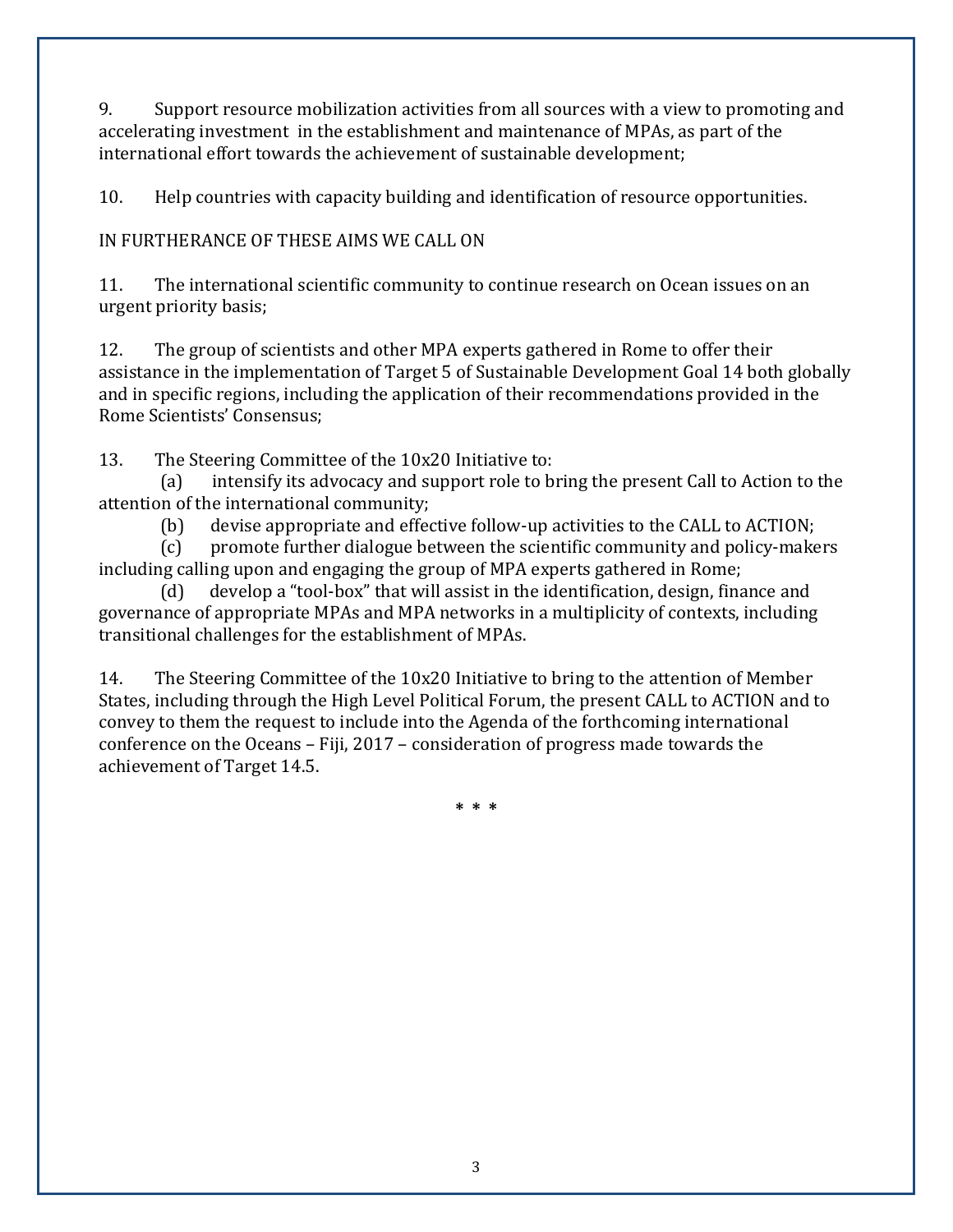9. Support resource mobilization activities from all sources with a view to promoting and accelerating investment in the establishment and maintenance of MPAs, as part of the international effort towards the achievement of sustainable development;

10. Help countries with capacity building and identification of resource opportunities.

IN FURTHERANCE OF THESE AIMS WE CALL ON

11. The international scientific community to continue research on Ocean issues on an urgent priority basis;

12. The group of scientists and other MPA experts gathered in Rome to offer their assistance in the implementation of Target 5 of Sustainable Development Goal 14 both globally and in specific regions, including the application of their recommendations provided in the Rome Scientists' Consensus;

13. The Steering Committee of the 10x20 Initiative to:

(a) intensify its advocacy and support role to bring the present Call to Action to the attention of the international community;

(b) devise appropriate and effective follow-up activities to the CALL to ACTION;

(c) promote further dialogue between the scientific community and policy-makers including calling upon and engaging the group of MPA experts gathered in Rome;

(d) develop a "tool-box" that will assist in the identification, design, finance and governance of appropriate MPAs and MPA networks in a multiplicity of contexts, including transitional challenges for the establishment of MPAs.

14. The Steering Committee of the 10x20 Initiative to bring to the attention of Member States, including through the High Level Political Forum, the present CALL to ACTION and to convey to them the request to include into the Agenda of the forthcoming international conference on the Oceans – Fiji, 2017 – consideration of progress made towards the achievement of Target 14.5.

\* \* \*